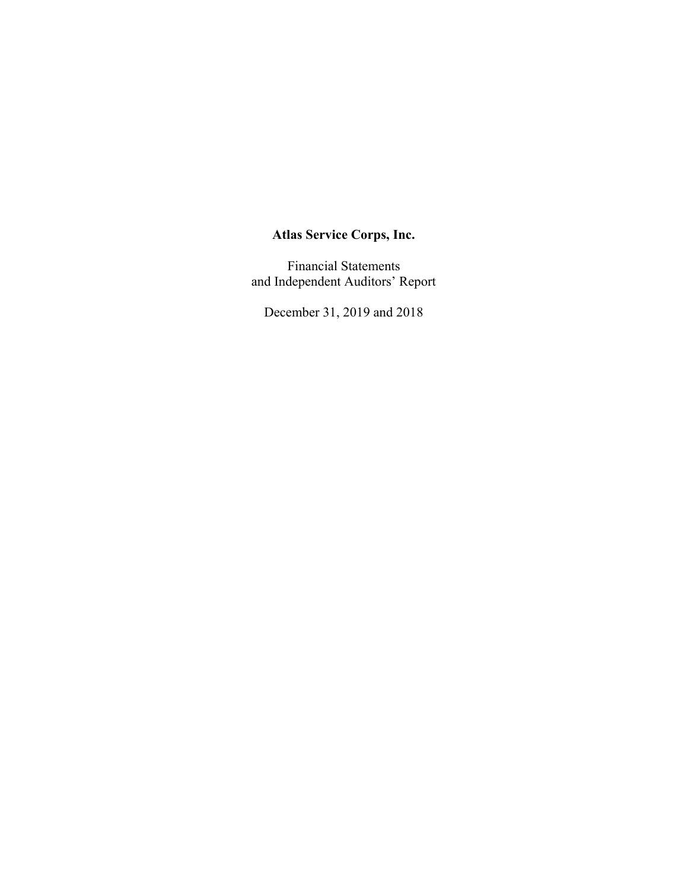**Atlas Service Corps, Inc.**

Financial Statements
and Independent Auditors' Report

December 31, 2019 and 2018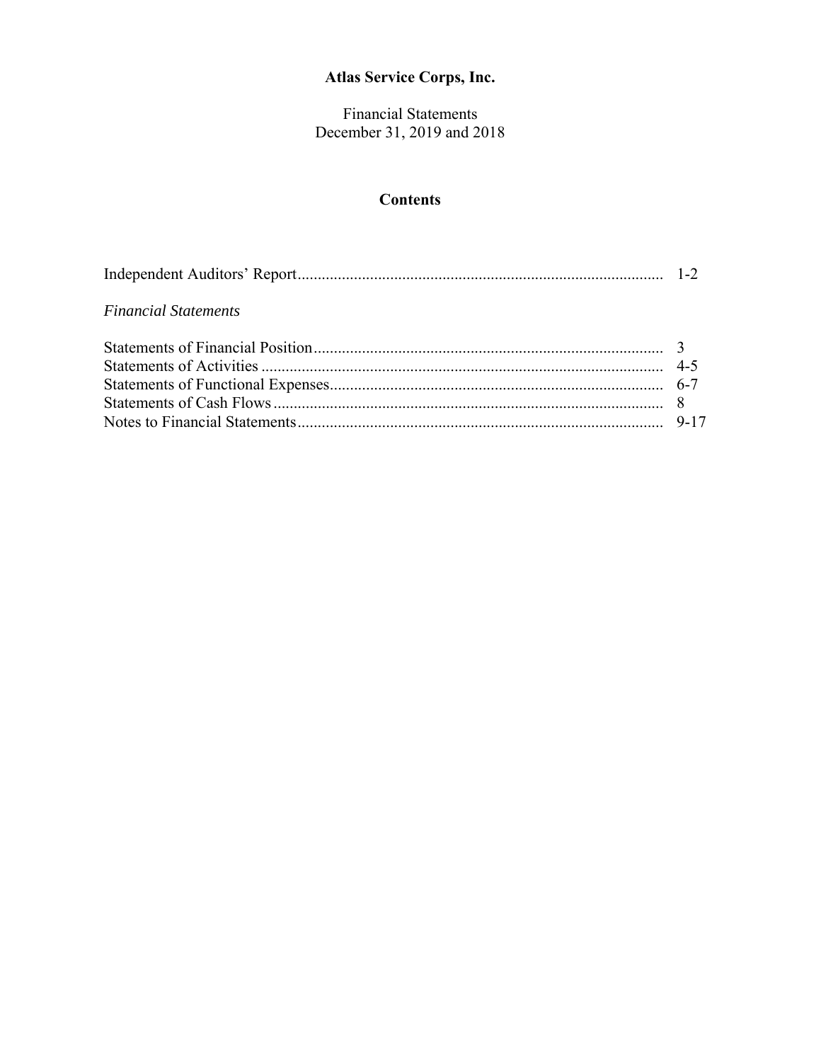# Atlas Service Corps, Inc.

Financial Statements
December 31, 2019 and 2018

## Contents

| | |
|---|---|
| Independent Auditors' Report | 1-2 |
| *Financial Statements* | |
| Statements of Financial Position | 3 |
| Statements of Activities | 4-5 |
| Statements of Functional Expenses | 6-7 |
| Statements of Cash Flows | 8 |
| Notes to Financial Statements | 9-17 |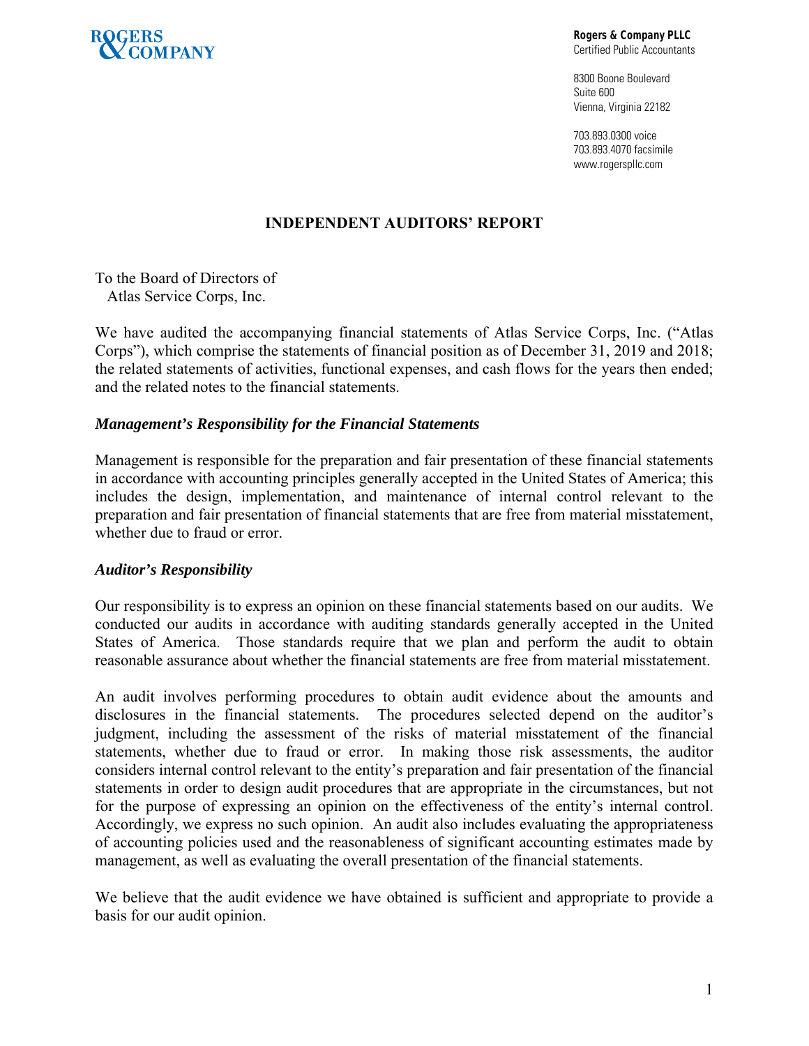ROGERS & COMPANY

**Rogers & Company PLLC**
Certified Public Accountants

8300 Boone Boulevard
Suite 600
Vienna, Virginia 22182

703.893.0300 voice
703.893.4070 facsimile
www.rogerspllc.com

## INDEPENDENT AUDITORS' REPORT

To the Board of Directors of
Atlas Service Corps, Inc.

We have audited the accompanying financial statements of Atlas Service Corps, Inc. ("Atlas Corps"), which comprise the statements of financial position as of December 31, 2019 and 2018; the related statements of activities, functional expenses, and cash flows for the years then ended; and the related notes to the financial statements.

### *Management's Responsibility for the Financial Statements*

Management is responsible for the preparation and fair presentation of these financial statements in accordance with accounting principles generally accepted in the United States of America; this includes the design, implementation, and maintenance of internal control relevant to the preparation and fair presentation of financial statements that are free from material misstatement, whether due to fraud or error.

### *Auditor's Responsibility*

Our responsibility is to express an opinion on these financial statements based on our audits. We conducted our audits in accordance with auditing standards generally accepted in the United States of America. Those standards require that we plan and perform the audit to obtain reasonable assurance about whether the financial statements are free from material misstatement.

An audit involves performing procedures to obtain audit evidence about the amounts and disclosures in the financial statements. The procedures selected depend on the auditor's judgment, including the assessment of the risks of material misstatement of the financial statements, whether due to fraud or error. In making those risk assessments, the auditor considers internal control relevant to the entity's preparation and fair presentation of the financial statements in order to design audit procedures that are appropriate in the circumstances, but not for the purpose of expressing an opinion on the effectiveness of the entity's internal control. Accordingly, we express no such opinion. An audit also includes evaluating the appropriateness of accounting policies used and the reasonableness of significant accounting estimates made by management, as well as evaluating the overall presentation of the financial statements.

We believe that the audit evidence we have obtained is sufficient and appropriate to provide a basis for our audit opinion.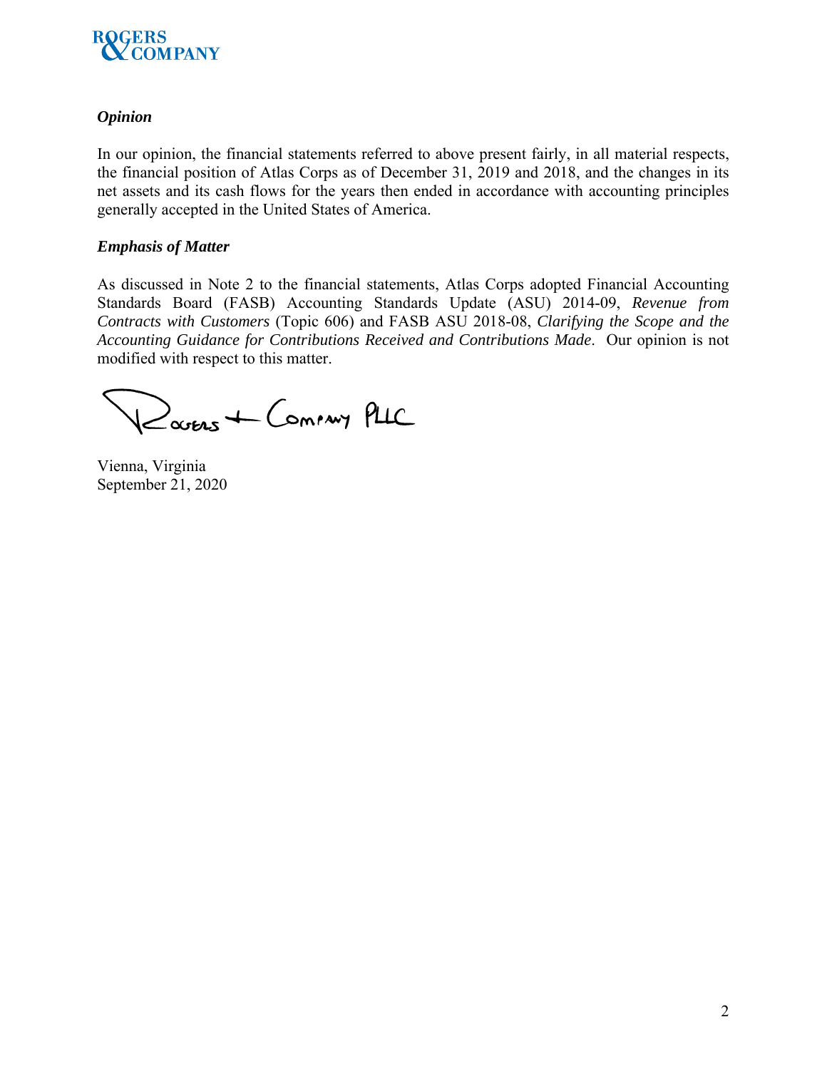### *Opinion*

In our opinion, the financial statements referred to above present fairly, in all material respects, the financial position of Atlas Corps as of December 31, 2019 and 2018, and the changes in its net assets and its cash flows for the years then ended in accordance with accounting principles generally accepted in the United States of America.

### *Emphasis of Matter*

As discussed in Note 2 to the financial statements, Atlas Corps adopted Financial Accounting Standards Board (FASB) Accounting Standards Update (ASU) 2014-09, *Revenue from Contracts with Customers* (Topic 606) and FASB ASU 2018-08, *Clarifying the Scope and the Accounting Guidance for Contributions Received and Contributions Made*. Our opinion is not modified with respect to this matter.

Rogers + Company PLLC

Vienna, Virginia
September 21, 2020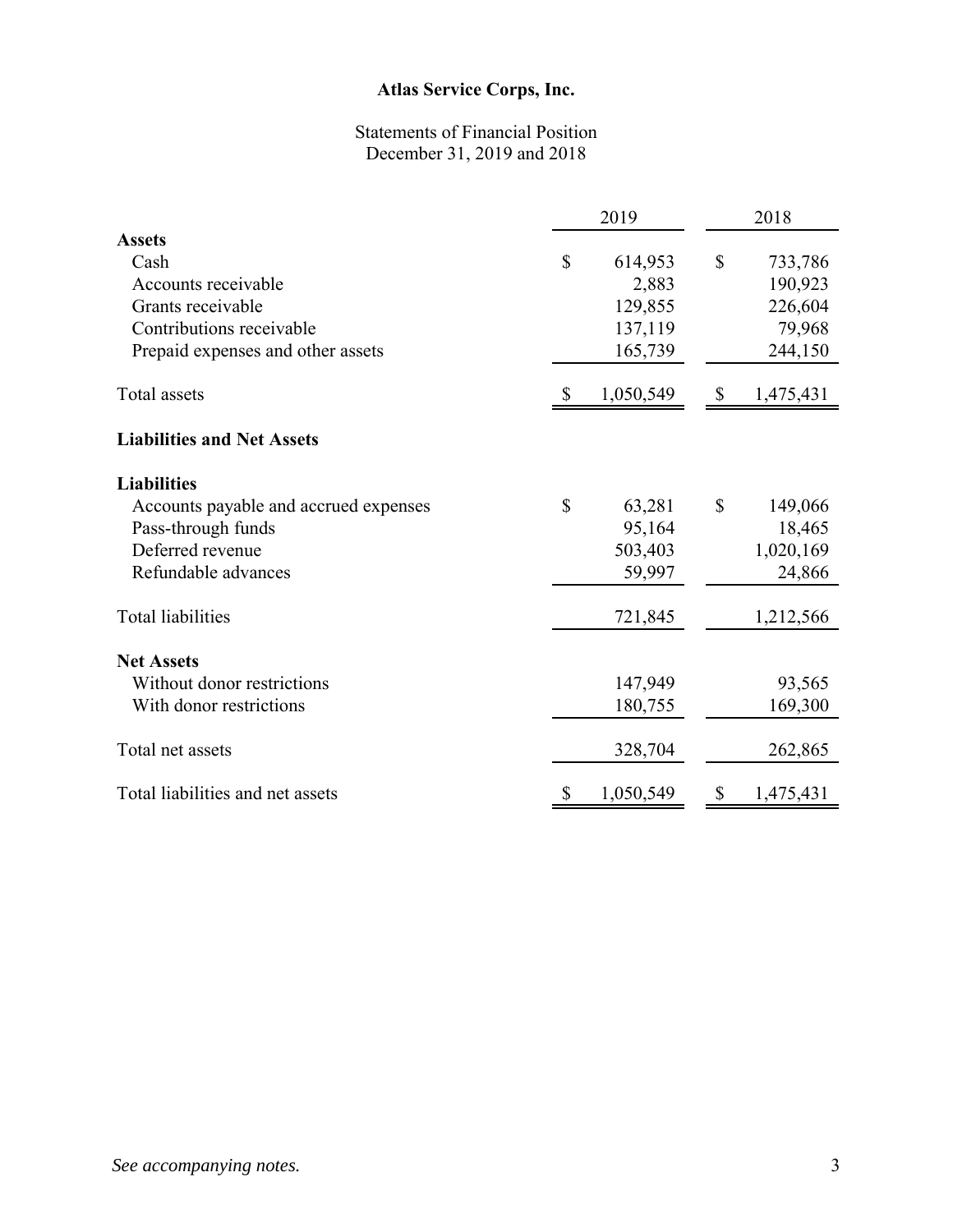# Atlas Service Corps, Inc.

## Statements of Financial Position
### December 31, 2019 and 2018

| | 2019 | 2018 |
|---|---|---|
| **Assets** | | |
| Cash | $ 614,953 | $ 733,786 |
| Accounts receivable | 2,883 | 190,923 |
| Grants receivable | 129,855 | 226,604 |
| Contributions receivable | 137,119 | 79,968 |
| Prepaid expenses and other assets | 165,739 | 244,150 |
| Total assets | $ 1,050,549 | $ 1,475,431 |
| **Liabilities and Net Assets** | | |
| **Liabilities** | | |
| Accounts payable and accrued expenses | $ 63,281 | $ 149,066 |
| Pass-through funds | 95,164 | 18,465 |
| Deferred revenue | 503,403 | 1,020,169 |
| Refundable advances | 59,997 | 24,866 |
| Total liabilities | 721,845 | 1,212,566 |
| **Net Assets** | | |
| Without donor restrictions | 147,949 | 93,565 |
| With donor restrictions | 180,755 | 169,300 |
| Total net assets | 328,704 | 262,865 |
| Total liabilities and net assets | $ 1,050,549 | $ 1,475,431 |

*See accompanying notes.*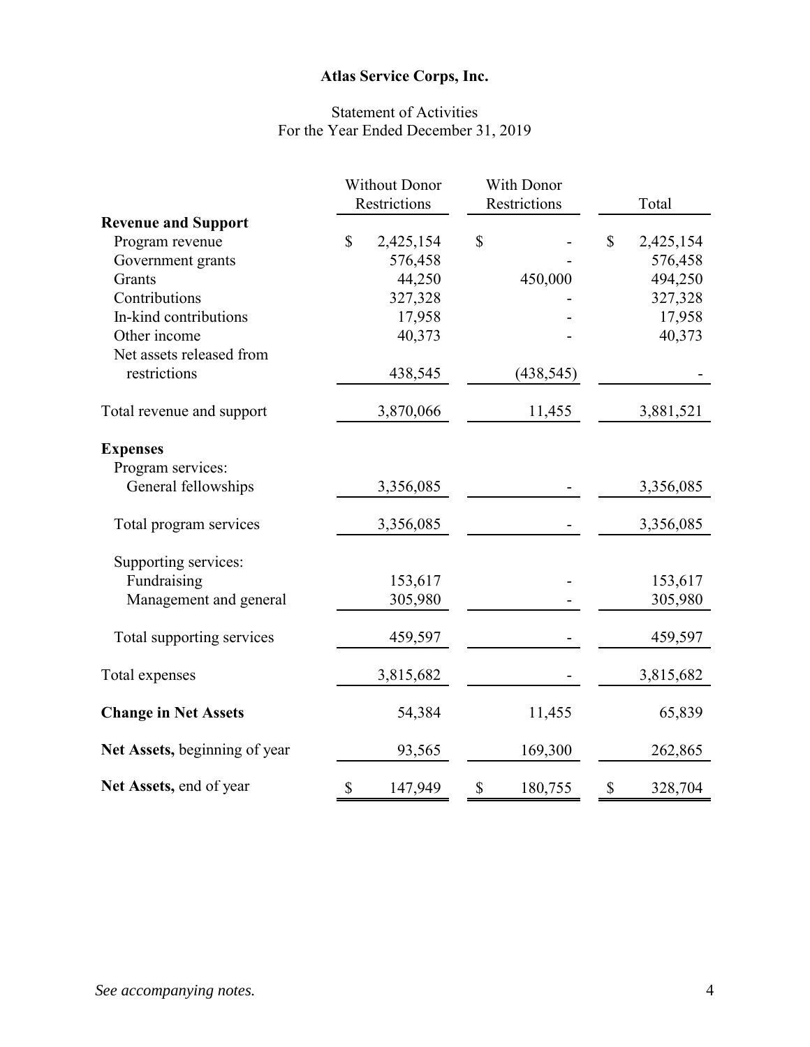# Atlas Service Corps, Inc.

Statement of Activities
For the Year Ended December 31, 2019

| | Without Donor Restrictions | With Donor Restrictions | Total |
|---|---|---|---|
| **Revenue and Support** | | | |
| Program revenue | $ 2,425,154 | $ - | $ 2,425,154 |
| Government grants | 576,458 | - | 576,458 |
| Grants | 44,250 | 450,000 | 494,250 |
| Contributions | 327,328 | - | 327,328 |
| In-kind contributions | 17,958 | - | 17,958 |
| Other income | 40,373 | - | 40,373 |
| Net assets released from restrictions | 438,545 | (438,545) | - |
| Total revenue and support | 3,870,066 | 11,455 | 3,881,521 |
| **Expenses** | | | |
| Program services: | | | |
| General fellowships | 3,356,085 | - | 3,356,085 |
| Total program services | 3,356,085 | - | 3,356,085 |
| Supporting services: | | | |
| Fundraising | 153,617 | - | 153,617 |
| Management and general | 305,980 | - | 305,980 |
| Total supporting services | 459,597 | - | 459,597 |
| Total expenses | 3,815,682 | - | 3,815,682 |
| **Change in Net Assets** | 54,384 | 11,455 | 65,839 |
| **Net Assets,** beginning of year | 93,565 | 169,300 | 262,865 |
| **Net Assets,** end of year | $ 147,949 | $ 180,755 | $ 328,704 |

*See accompanying notes.*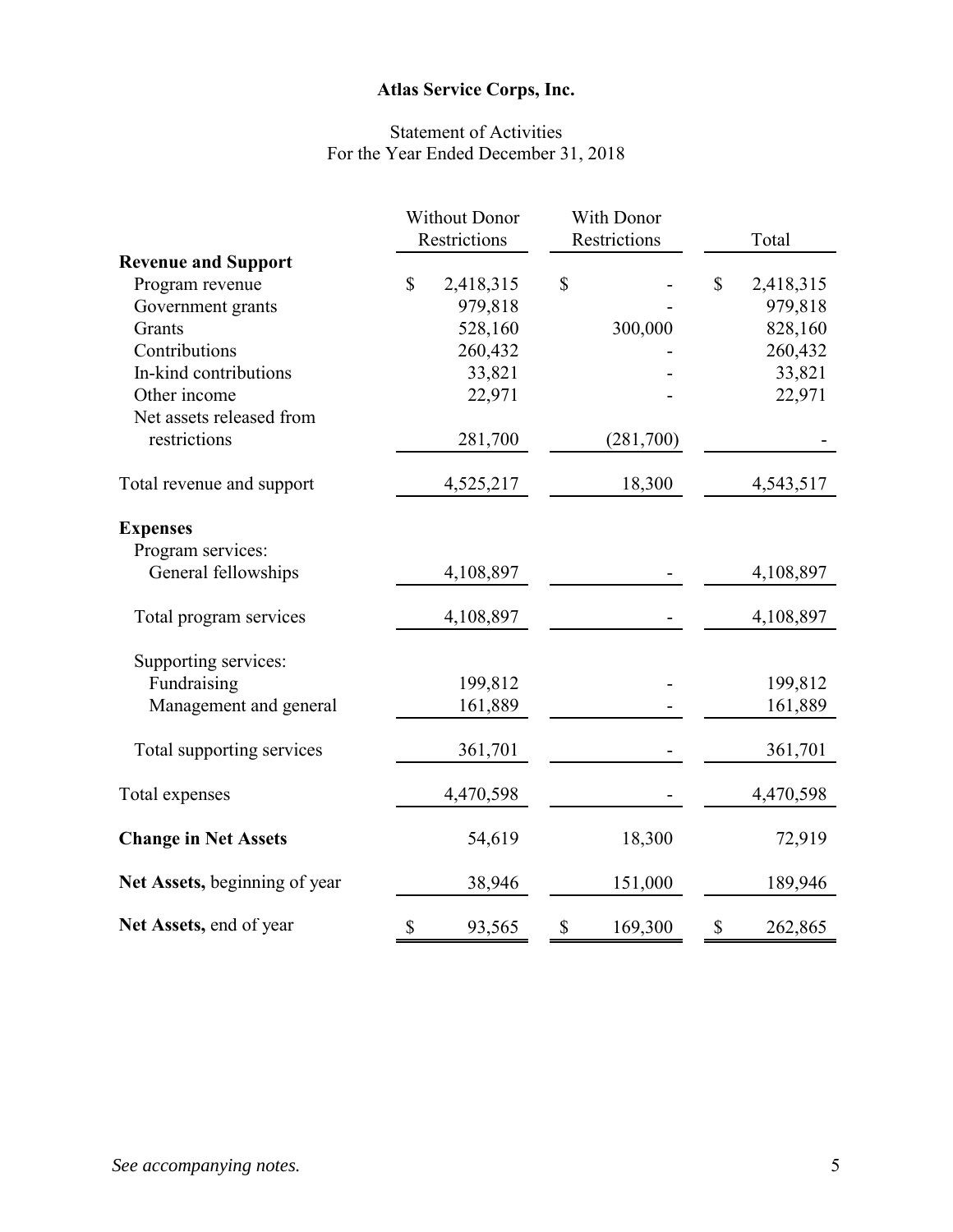# Atlas Service Corps, Inc.

## Statement of Activities
For the Year Ended December 31, 2018

| | Without Donor Restrictions | With Donor Restrictions | Total |
|---|---|---|---|
| **Revenue and Support** | | | |
| Program revenue | $ 2,418,315 | $ - | $ 2,418,315 |
| Government grants | 979,818 | - | 979,818 |
| Grants | 528,160 | 300,000 | 828,160 |
| Contributions | 260,432 | - | 260,432 |
| In-kind contributions | 33,821 | - | 33,821 |
| Other income | 22,971 | - | 22,971 |
| Net assets released from restrictions | 281,700 | (281,700) | - |
| Total revenue and support | 4,525,217 | 18,300 | 4,543,517 |
| **Expenses** | | | |
| Program services: | | | |
| General fellowships | 4,108,897 | - | 4,108,897 |
| Total program services | 4,108,897 | - | 4,108,897 |
| Supporting services: | | | |
| Fundraising | 199,812 | - | 199,812 |
| Management and general | 161,889 | - | 161,889 |
| Total supporting services | 361,701 | - | 361,701 |
| Total expenses | 4,470,598 | - | 4,470,598 |
| **Change in Net Assets** | 54,619 | 18,300 | 72,919 |
| **Net Assets,** beginning of year | 38,946 | 151,000 | 189,946 |
| **Net Assets,** end of year | $ 93,565 | $ 169,300 | $ 262,865 |

*See accompanying notes.*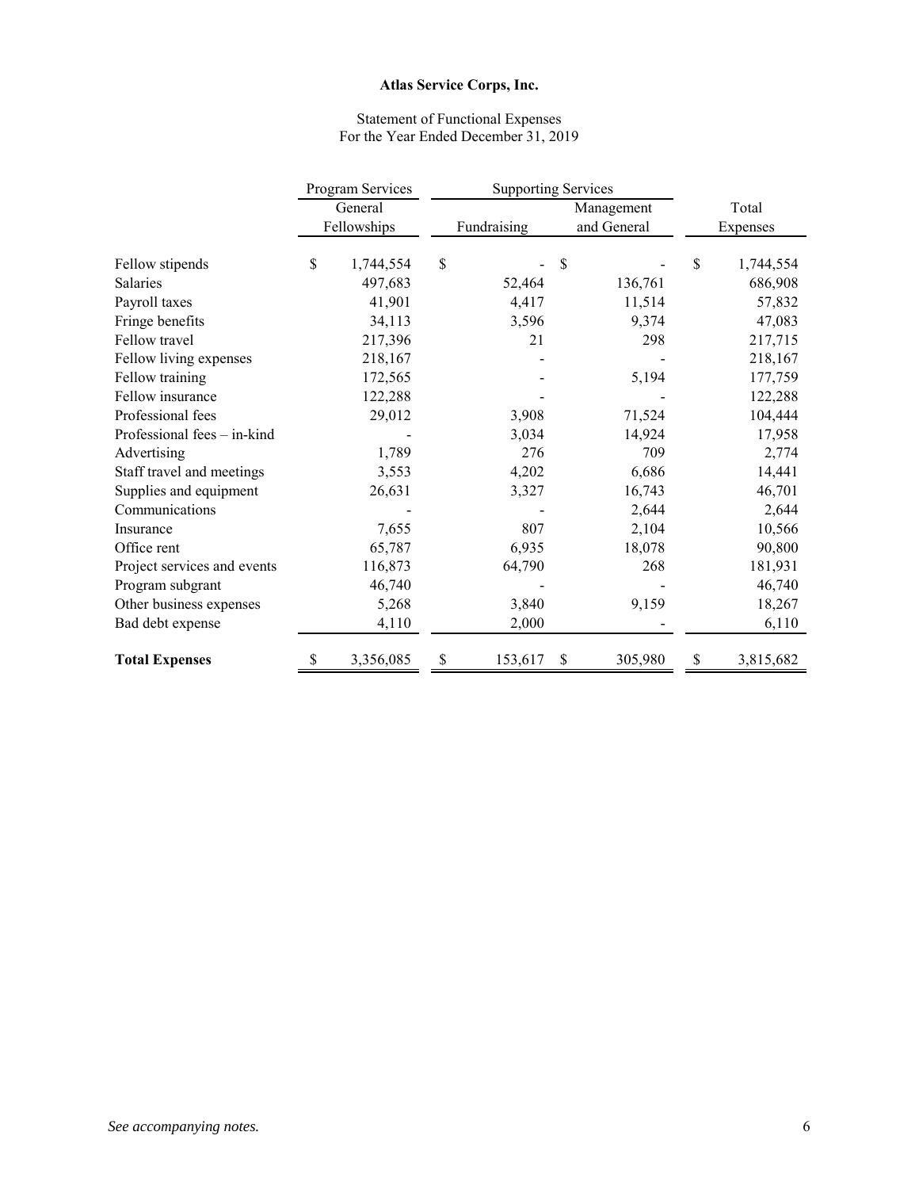**Atlas Service Corps, Inc.**

Statement of Functional Expenses
For the Year Ended December 31, 2019

| | Program Services | Supporting Services | | |
|---|---|---|---|---|
| | General Fellowships | Fundraising | Management and General | Total Expenses |
| Fellow stipends | $ 1,744,554 | $ - | $ - | $ 1,744,554 |
| Salaries | 497,683 | 52,464 | 136,761 | 686,908 |
| Payroll taxes | 41,901 | 4,417 | 11,514 | 57,832 |
| Fringe benefits | 34,113 | 3,596 | 9,374 | 47,083 |
| Fellow travel | 217,396 | 21 | 298 | 217,715 |
| Fellow living expenses | 218,167 | - | - | 218,167 |
| Fellow training | 172,565 | - | 5,194 | 177,759 |
| Fellow insurance | 122,288 | - | - | 122,288 |
| Professional fees | 29,012 | 3,908 | 71,524 | 104,444 |
| Professional fees – in-kind | - | 3,034 | 14,924 | 17,958 |
| Advertising | 1,789 | 276 | 709 | 2,774 |
| Staff travel and meetings | 3,553 | 4,202 | 6,686 | 14,441 |
| Supplies and equipment | 26,631 | 3,327 | 16,743 | 46,701 |
| Communications | - | - | 2,644 | 2,644 |
| Insurance | 7,655 | 807 | 2,104 | 10,566 |
| Office rent | 65,787 | 6,935 | 18,078 | 90,800 |
| Project services and events | 116,873 | 64,790 | 268 | 181,931 |
| Program subgrant | 46,740 | - | - | 46,740 |
| Other business expenses | 5,268 | 3,840 | 9,159 | 18,267 |
| Bad debt expense | 4,110 | 2,000 | - | 6,110 |
| **Total Expenses** | $ 3,356,085 | $ 153,617 | $ 305,980 | $ 3,815,682 |

*See accompanying notes.*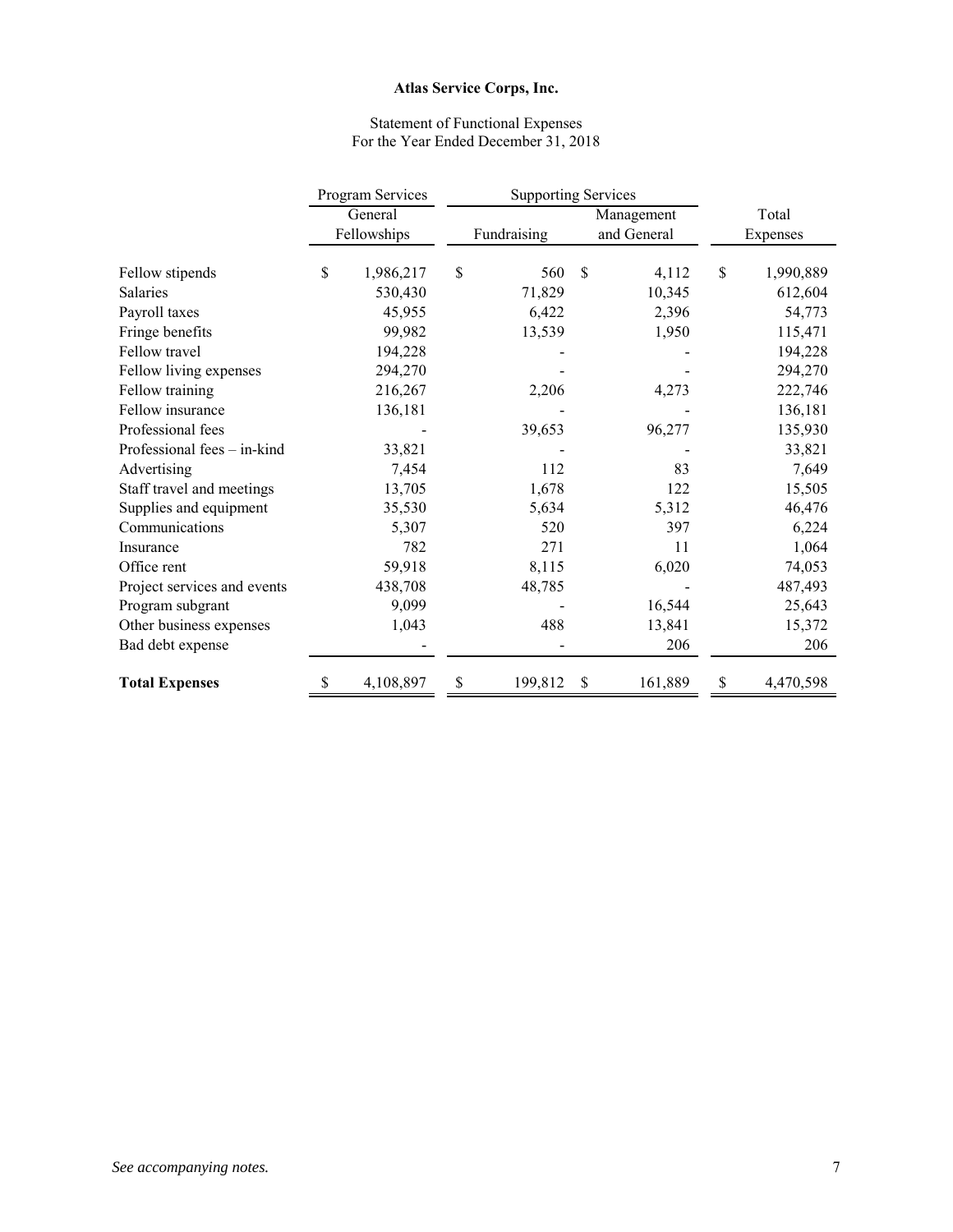# Atlas Service Corps, Inc.

Statement of Functional Expenses
For the Year Ended December 31, 2018

| | Program Services | Supporting Services | | |
|---|---|---|---|---|
| | General Fellowships | Fundraising | Management and General | Total Expenses |
| Fellow stipends | $ 1,986,217 | $ 560 | $ 4,112 | $ 1,990,889 |
| Salaries | 530,430 | 71,829 | 10,345 | 612,604 |
| Payroll taxes | 45,955 | 6,422 | 2,396 | 54,773 |
| Fringe benefits | 99,982 | 13,539 | 1,950 | 115,471 |
| Fellow travel | 194,228 | - | - | 194,228 |
| Fellow living expenses | 294,270 | - | - | 294,270 |
| Fellow training | 216,267 | 2,206 | 4,273 | 222,746 |
| Fellow insurance | 136,181 | - | - | 136,181 |
| Professional fees | - | 39,653 | 96,277 | 135,930 |
| Professional fees – in-kind | 33,821 | - | - | 33,821 |
| Advertising | 7,454 | 112 | 83 | 7,649 |
| Staff travel and meetings | 13,705 | 1,678 | 122 | 15,505 |
| Supplies and equipment | 35,530 | 5,634 | 5,312 | 46,476 |
| Communications | 5,307 | 520 | 397 | 6,224 |
| Insurance | 782 | 271 | 11 | 1,064 |
| Office rent | 59,918 | 8,115 | 6,020 | 74,053 |
| Project services and events | 438,708 | 48,785 | - | 487,493 |
| Program subgrant | 9,099 | - | 16,544 | 25,643 |
| Other business expenses | 1,043 | 488 | 13,841 | 15,372 |
| Bad debt expense | - | - | 206 | 206 |
| **Total Expenses** | $ 4,108,897 | $ 199,812 | $ 161,889 | $ 4,470,598 |

*See accompanying notes.*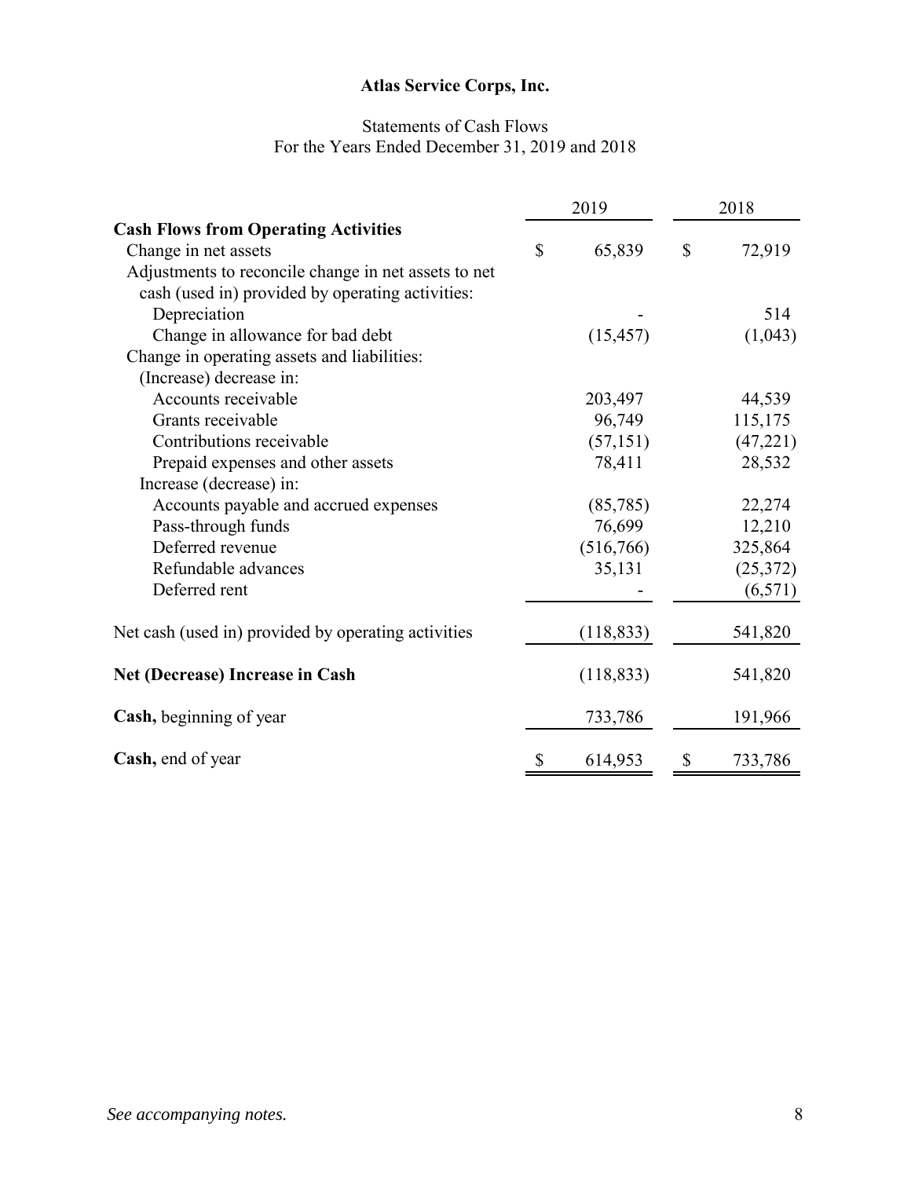# Atlas Service Corps, Inc.

Statements of Cash Flows
For the Years Ended December 31, 2019 and 2018

| | 2019 | 2018 |
|---|---|---|
| **Cash Flows from Operating Activities** | | |
| Change in net assets | $ 65,839 | $ 72,919 |
| Adjustments to reconcile change in net assets to net cash (used in) provided by operating activities: | | |
| Depreciation | - | 514 |
| Change in allowance for bad debt | (15,457) | (1,043) |
| Change in operating assets and liabilities: | | |
| (Increase) decrease in: | | |
| Accounts receivable | 203,497 | 44,539 |
| Grants receivable | 96,749 | 115,175 |
| Contributions receivable | (57,151) | (47,221) |
| Prepaid expenses and other assets | 78,411 | 28,532 |
| Increase (decrease) in: | | |
| Accounts payable and accrued expenses | (85,785) | 22,274 |
| Pass-through funds | 76,699 | 12,210 |
| Deferred revenue | (516,766) | 325,864 |
| Refundable advances | 35,131 | (25,372) |
| Deferred rent | - | (6,571) |
| Net cash (used in) provided by operating activities | (118,833) | 541,820 |
| **Net (Decrease) Increase in Cash** | (118,833) | 541,820 |
| **Cash,** beginning of year | 733,786 | 191,966 |
| **Cash,** end of year | $ 614,953 | $ 733,786 |

*See accompanying notes.*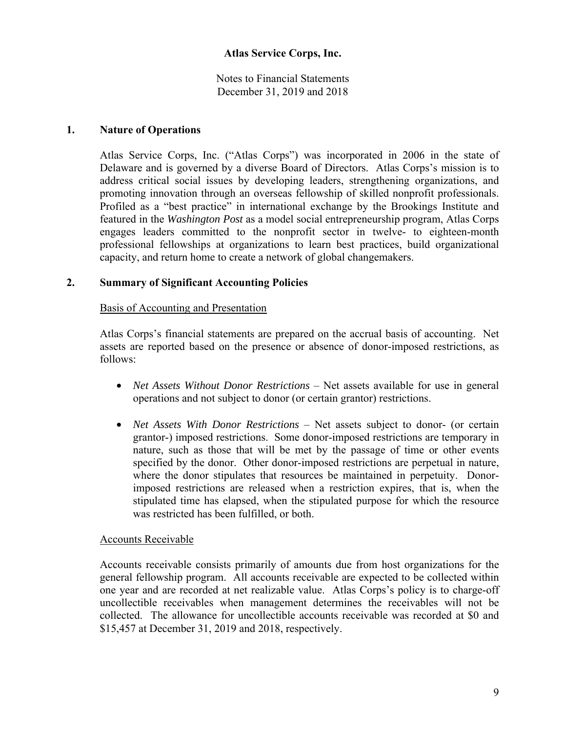**Atlas Service Corps, Inc.**

Notes to Financial Statements
December 31, 2019 and 2018

## 1. Nature of Operations

Atlas Service Corps, Inc. ("Atlas Corps") was incorporated in 2006 in the state of Delaware and is governed by a diverse Board of Directors. Atlas Corps's mission is to address critical social issues by developing leaders, strengthening organizations, and promoting innovation through an overseas fellowship of skilled nonprofit professionals. Profiled as a "best practice" in international exchange by the Brookings Institute and featured in the *Washington Post* as a model social entrepreneurship program, Atlas Corps engages leaders committed to the nonprofit sector in twelve- to eighteen-month professional fellowships at organizations to learn best practices, build organizational capacity, and return home to create a network of global changemakers.

## 2. Summary of Significant Accounting Policies

### Basis of Accounting and Presentation

Atlas Corps's financial statements are prepared on the accrual basis of accounting. Net assets are reported based on the presence or absence of donor-imposed restrictions, as follows:

- *Net Assets Without Donor Restrictions* – Net assets available for use in general operations and not subject to donor (or certain grantor) restrictions.

- *Net Assets With Donor Restrictions* – Net assets subject to donor- (or certain grantor-) imposed restrictions. Some donor-imposed restrictions are temporary in nature, such as those that will be met by the passage of time or other events specified by the donor. Other donor-imposed restrictions are perpetual in nature, where the donor stipulates that resources be maintained in perpetuity. Donor-imposed restrictions are released when a restriction expires, that is, when the stipulated time has elapsed, when the stipulated purpose for which the resource was restricted has been fulfilled, or both.

### Accounts Receivable

Accounts receivable consists primarily of amounts due from host organizations for the general fellowship program. All accounts receivable are expected to be collected within one year and are recorded at net realizable value. Atlas Corps's policy is to charge-off uncollectible receivables when management determines the receivables will not be collected. The allowance for uncollectible accounts receivable was recorded at $0 and $15,457 at December 31, 2019 and 2018, respectively.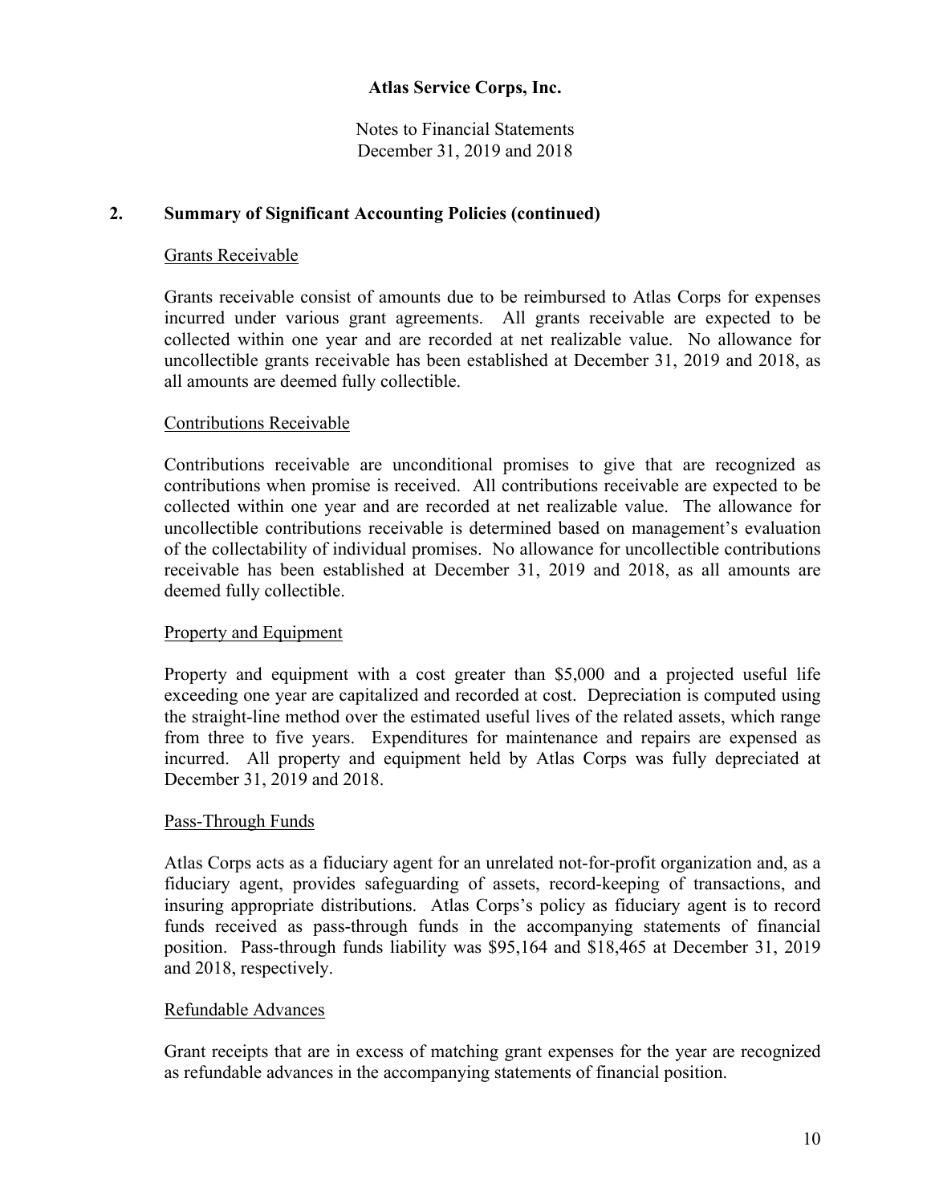# Atlas Service Corps, Inc.

Notes to Financial Statements
December 31, 2019 and 2018

## 2. Summary of Significant Accounting Policies (continued)

### Grants Receivable

Grants receivable consist of amounts due to be reimbursed to Atlas Corps for expenses incurred under various grant agreements. All grants receivable are expected to be collected within one year and are recorded at net realizable value. No allowance for uncollectible grants receivable has been established at December 31, 2019 and 2018, as all amounts are deemed fully collectible.

### Contributions Receivable

Contributions receivable are unconditional promises to give that are recognized as contributions when promise is received. All contributions receivable are expected to be collected within one year and are recorded at net realizable value. The allowance for uncollectible contributions receivable is determined based on management's evaluation of the collectability of individual promises. No allowance for uncollectible contributions receivable has been established at December 31, 2019 and 2018, as all amounts are deemed fully collectible.

### Property and Equipment

Property and equipment with a cost greater than $5,000 and a projected useful life exceeding one year are capitalized and recorded at cost. Depreciation is computed using the straight-line method over the estimated useful lives of the related assets, which range from three to five years. Expenditures for maintenance and repairs are expensed as incurred. All property and equipment held by Atlas Corps was fully depreciated at December 31, 2019 and 2018.

### Pass-Through Funds

Atlas Corps acts as a fiduciary agent for an unrelated not-for-profit organization and, as a fiduciary agent, provides safeguarding of assets, record-keeping of transactions, and insuring appropriate distributions. Atlas Corps's policy as fiduciary agent is to record funds received as pass-through funds in the accompanying statements of financial position. Pass-through funds liability was $95,164 and $18,465 at December 31, 2019 and 2018, respectively.

### Refundable Advances

Grant receipts that are in excess of matching grant expenses for the year are recognized as refundable advances in the accompanying statements of financial position.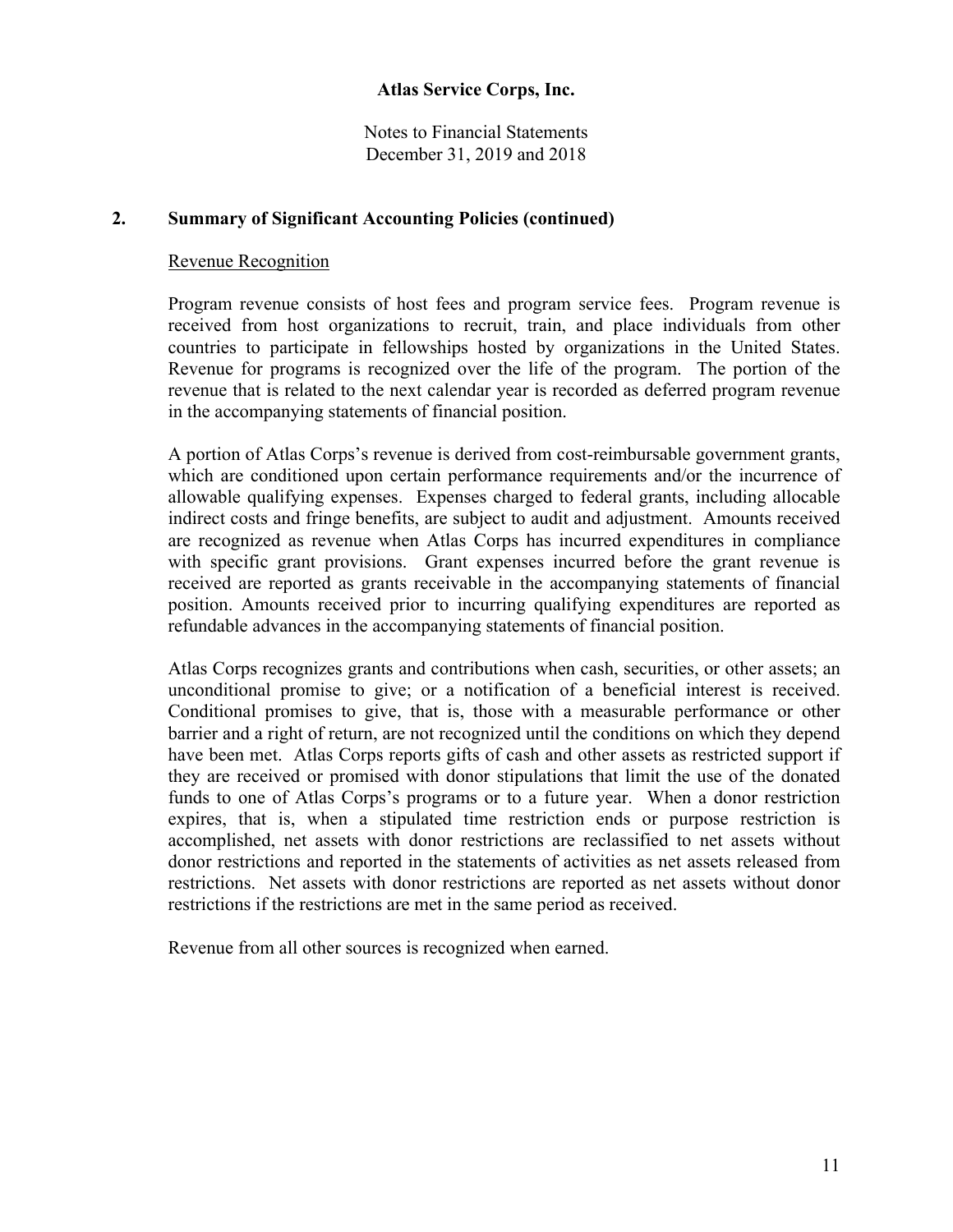## 2. Summary of Significant Accounting Policies (continued)

Revenue Recognition

Program revenue consists of host fees and program service fees. Program revenue is received from host organizations to recruit, train, and place individuals from other countries to participate in fellowships hosted by organizations in the United States. Revenue for programs is recognized over the life of the program. The portion of the revenue that is related to the next calendar year is recorded as deferred program revenue in the accompanying statements of financial position.

A portion of Atlas Corps's revenue is derived from cost-reimbursable government grants, which are conditioned upon certain performance requirements and/or the incurrence of allowable qualifying expenses. Expenses charged to federal grants, including allocable indirect costs and fringe benefits, are subject to audit and adjustment. Amounts received are recognized as revenue when Atlas Corps has incurred expenditures in compliance with specific grant provisions. Grant expenses incurred before the grant revenue is received are reported as grants receivable in the accompanying statements of financial position. Amounts received prior to incurring qualifying expenditures are reported as refundable advances in the accompanying statements of financial position.

Atlas Corps recognizes grants and contributions when cash, securities, or other assets; an unconditional promise to give; or a notification of a beneficial interest is received. Conditional promises to give, that is, those with a measurable performance or other barrier and a right of return, are not recognized until the conditions on which they depend have been met. Atlas Corps reports gifts of cash and other assets as restricted support if they are received or promised with donor stipulations that limit the use of the donated funds to one of Atlas Corps's programs or to a future year. When a donor restriction expires, that is, when a stipulated time restriction ends or purpose restriction is accomplished, net assets with donor restrictions are reclassified to net assets without donor restrictions and reported in the statements of activities as net assets released from restrictions. Net assets with donor restrictions are reported as net assets without donor restrictions if the restrictions are met in the same period as received.

Revenue from all other sources is recognized when earned.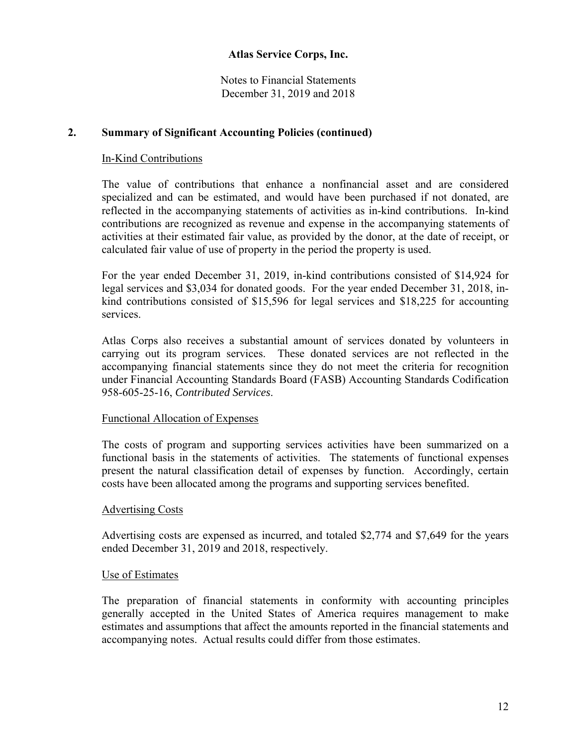## 2. Summary of Significant Accounting Policies (continued)

In-Kind Contributions

The value of contributions that enhance a nonfinancial asset and are considered specialized and can be estimated, and would have been purchased if not donated, are reflected in the accompanying statements of activities as in-kind contributions. In-kind contributions are recognized as revenue and expense in the accompanying statements of activities at their estimated fair value, as provided by the donor, at the date of receipt, or calculated fair value of use of property in the period the property is used.

For the year ended December 31, 2019, in-kind contributions consisted of $14,924 for legal services and $3,034 for donated goods. For the year ended December 31, 2018, in-kind contributions consisted of $15,596 for legal services and $18,225 for accounting services.

Atlas Corps also receives a substantial amount of services donated by volunteers in carrying out its program services. These donated services are not reflected in the accompanying financial statements since they do not meet the criteria for recognition under Financial Accounting Standards Board (FASB) Accounting Standards Codification 958-605-25-16, *Contributed Services*.

Functional Allocation of Expenses

The costs of program and supporting services activities have been summarized on a functional basis in the statements of activities. The statements of functional expenses present the natural classification detail of expenses by function. Accordingly, certain costs have been allocated among the programs and supporting services benefited.

Advertising Costs

Advertising costs are expensed as incurred, and totaled $2,774 and $7,649 for the years ended December 31, 2019 and 2018, respectively.

Use of Estimates

The preparation of financial statements in conformity with accounting principles generally accepted in the United States of America requires management to make estimates and assumptions that affect the amounts reported in the financial statements and accompanying notes. Actual results could differ from those estimates.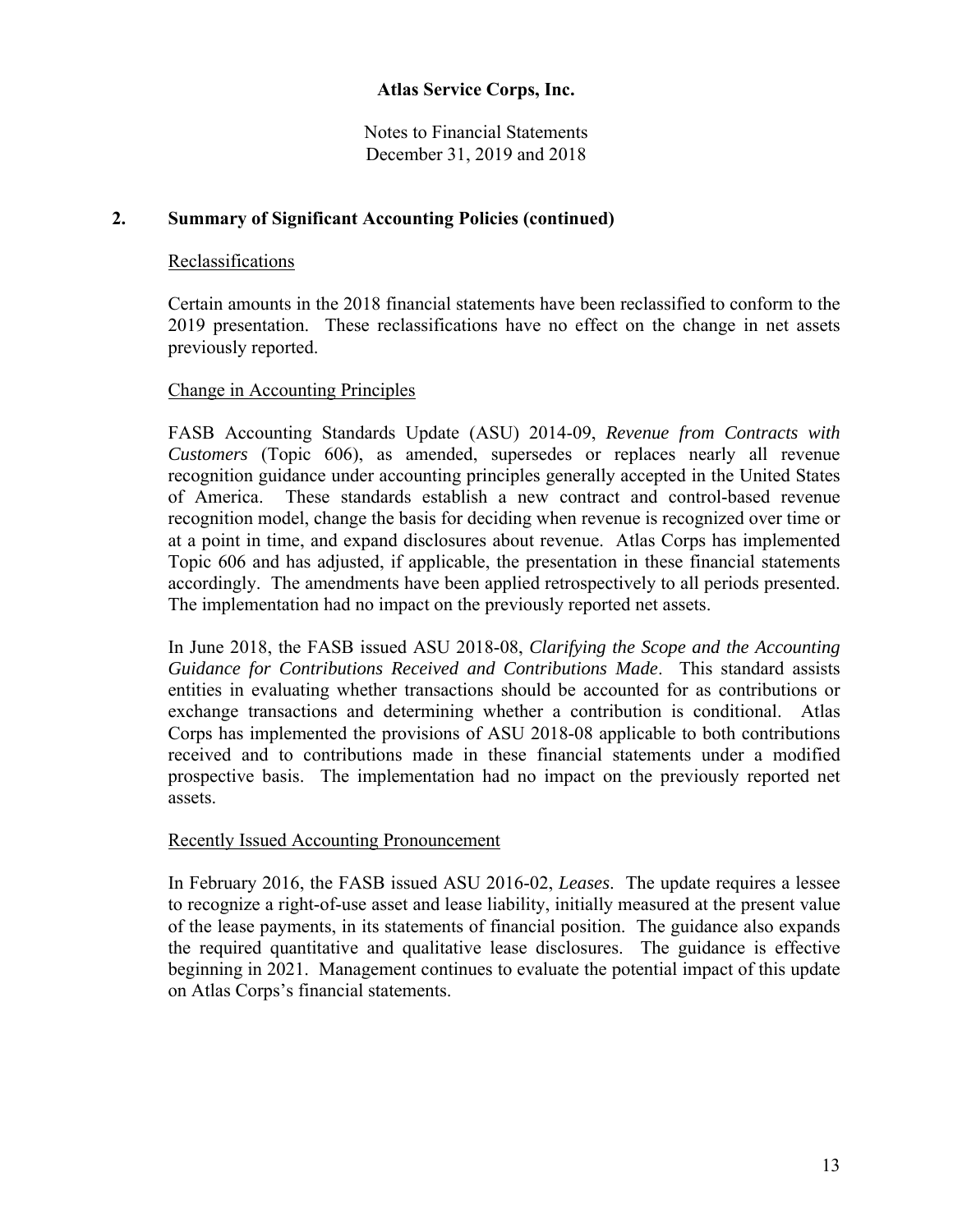## 2. Summary of Significant Accounting Policies (continued)

### Reclassifications

Certain amounts in the 2018 financial statements have been reclassified to conform to the 2019 presentation. These reclassifications have no effect on the change in net assets previously reported.

### Change in Accounting Principles

FASB Accounting Standards Update (ASU) 2014-09, *Revenue from Contracts with Customers* (Topic 606), as amended, supersedes or replaces nearly all revenue recognition guidance under accounting principles generally accepted in the United States of America. These standards establish a new contract and control-based revenue recognition model, change the basis for deciding when revenue is recognized over time or at a point in time, and expand disclosures about revenue. Atlas Corps has implemented Topic 606 and has adjusted, if applicable, the presentation in these financial statements accordingly. The amendments have been applied retrospectively to all periods presented. The implementation had no impact on the previously reported net assets.

In June 2018, the FASB issued ASU 2018-08, *Clarifying the Scope and the Accounting Guidance for Contributions Received and Contributions Made*. This standard assists entities in evaluating whether transactions should be accounted for as contributions or exchange transactions and determining whether a contribution is conditional. Atlas Corps has implemented the provisions of ASU 2018-08 applicable to both contributions received and to contributions made in these financial statements under a modified prospective basis. The implementation had no impact on the previously reported net assets.

### Recently Issued Accounting Pronouncement

In February 2016, the FASB issued ASU 2016-02, *Leases*. The update requires a lessee to recognize a right-of-use asset and lease liability, initially measured at the present value of the lease payments, in its statements of financial position. The guidance also expands the required quantitative and qualitative lease disclosures. The guidance is effective beginning in 2021. Management continues to evaluate the potential impact of this update on Atlas Corps's financial statements.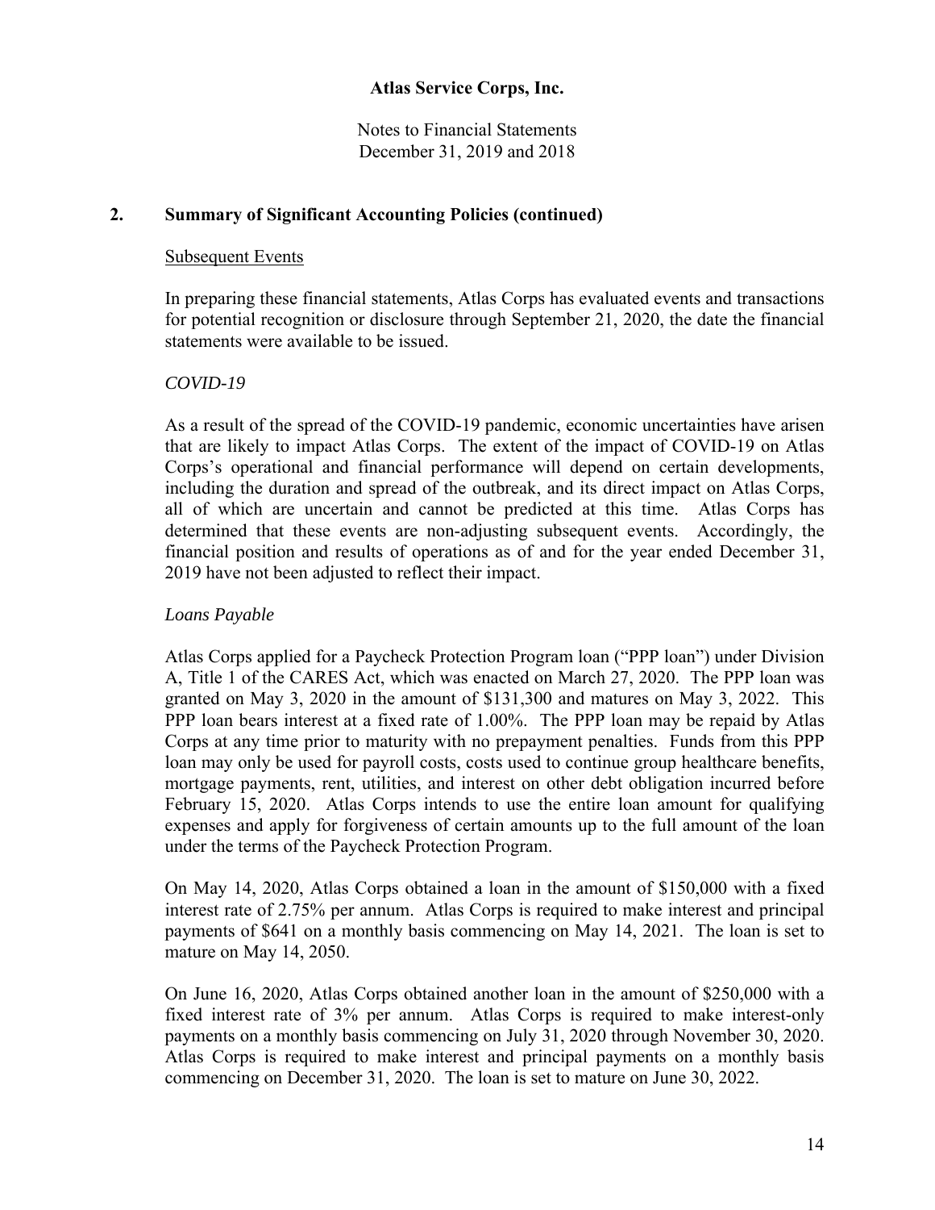# Atlas Service Corps, Inc.

Notes to Financial Statements
December 31, 2019 and 2018

## 2. Summary of Significant Accounting Policies (continued)

Subsequent Events

In preparing these financial statements, Atlas Corps has evaluated events and transactions for potential recognition or disclosure through September 21, 2020, the date the financial statements were available to be issued.

*COVID-19*

As a result of the spread of the COVID-19 pandemic, economic uncertainties have arisen that are likely to impact Atlas Corps. The extent of the impact of COVID-19 on Atlas Corps's operational and financial performance will depend on certain developments, including the duration and spread of the outbreak, and its direct impact on Atlas Corps, all of which are uncertain and cannot be predicted at this time. Atlas Corps has determined that these events are non-adjusting subsequent events. Accordingly, the financial position and results of operations as of and for the year ended December 31, 2019 have not been adjusted to reflect their impact.

*Loans Payable*

Atlas Corps applied for a Paycheck Protection Program loan ("PPP loan") under Division A, Title 1 of the CARES Act, which was enacted on March 27, 2020. The PPP loan was granted on May 3, 2020 in the amount of $131,300 and matures on May 3, 2022. This PPP loan bears interest at a fixed rate of 1.00%. The PPP loan may be repaid by Atlas Corps at any time prior to maturity with no prepayment penalties. Funds from this PPP loan may only be used for payroll costs, costs used to continue group healthcare benefits, mortgage payments, rent, utilities, and interest on other debt obligation incurred before February 15, 2020. Atlas Corps intends to use the entire loan amount for qualifying expenses and apply for forgiveness of certain amounts up to the full amount of the loan under the terms of the Paycheck Protection Program.

On May 14, 2020, Atlas Corps obtained a loan in the amount of $150,000 with a fixed interest rate of 2.75% per annum. Atlas Corps is required to make interest and principal payments of $641 on a monthly basis commencing on May 14, 2021. The loan is set to mature on May 14, 2050.

On June 16, 2020, Atlas Corps obtained another loan in the amount of $250,000 with a fixed interest rate of 3% per annum. Atlas Corps is required to make interest-only payments on a monthly basis commencing on July 31, 2020 through November 30, 2020. Atlas Corps is required to make interest and principal payments on a monthly basis commencing on December 31, 2020. The loan is set to mature on June 30, 2022.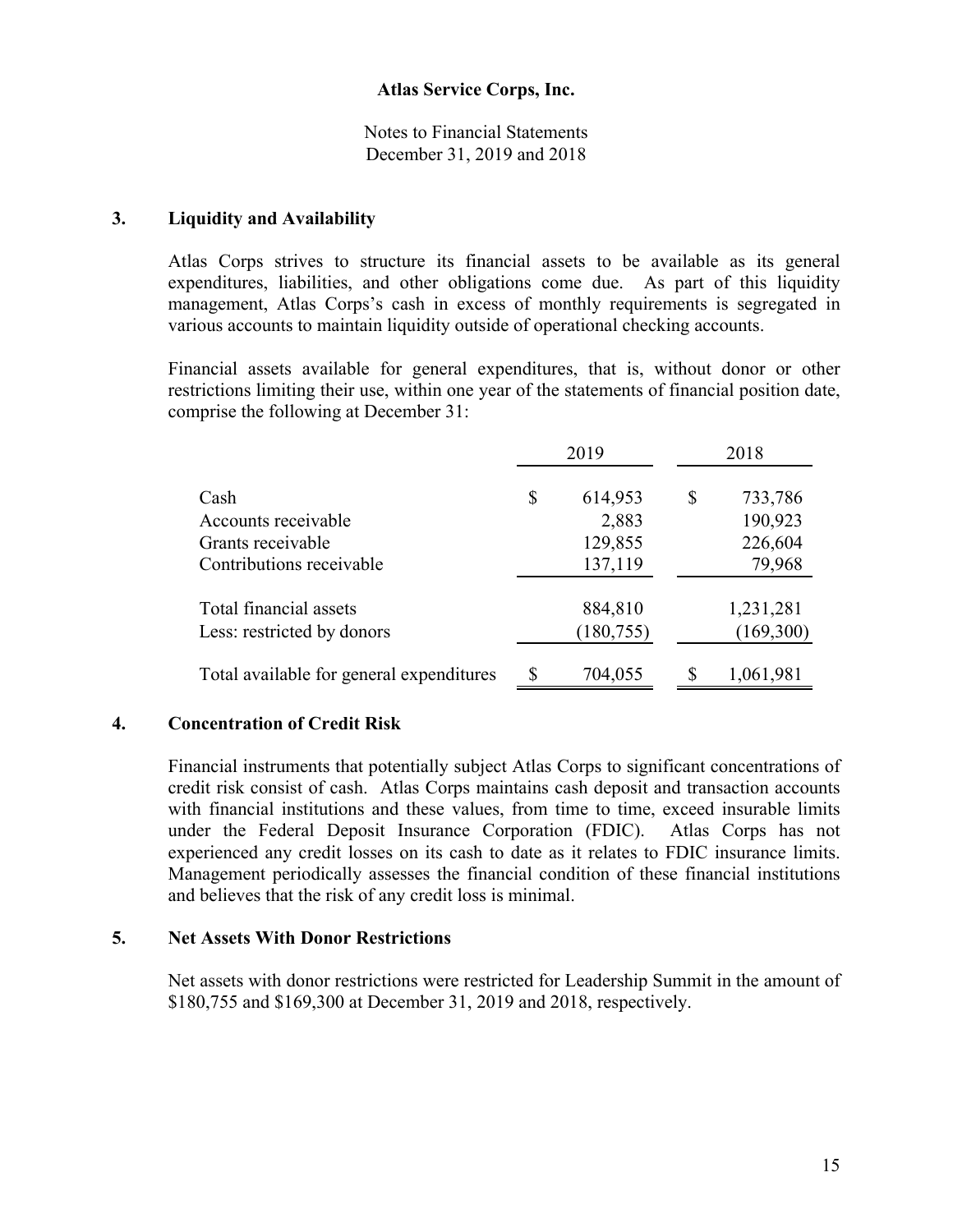**Atlas Service Corps, Inc.**

Notes to Financial Statements
December 31, 2019 and 2018

## 3. Liquidity and Availability

Atlas Corps strives to structure its financial assets to be available as its general expenditures, liabilities, and other obligations come due. As part of this liquidity management, Atlas Corps's cash in excess of monthly requirements is segregated in various accounts to maintain liquidity outside of operational checking accounts.

Financial assets available for general expenditures, that is, without donor or other restrictions limiting their use, within one year of the statements of financial position date, comprise the following at December 31:

| | 2019 | 2018 |
|---|---|---|
| Cash | $ 614,953 | $ 733,786 |
| Accounts receivable | 2,883 | 190,923 |
| Grants receivable | 129,855 | 226,604 |
| Contributions receivable | 137,119 | 79,968 |
| Total financial assets | 884,810 | 1,231,281 |
| Less: restricted by donors | (180,755) | (169,300) |
| Total available for general expenditures | $ 704,055 | $ 1,061,981 |

## 4. Concentration of Credit Risk

Financial instruments that potentially subject Atlas Corps to significant concentrations of credit risk consist of cash. Atlas Corps maintains cash deposit and transaction accounts with financial institutions and these values, from time to time, exceed insurable limits under the Federal Deposit Insurance Corporation (FDIC). Atlas Corps has not experienced any credit losses on its cash to date as it relates to FDIC insurance limits. Management periodically assesses the financial condition of these financial institutions and believes that the risk of any credit loss is minimal.

## 5. Net Assets With Donor Restrictions

Net assets with donor restrictions were restricted for Leadership Summit in the amount of $180,755 and $169,300 at December 31, 2019 and 2018, respectively.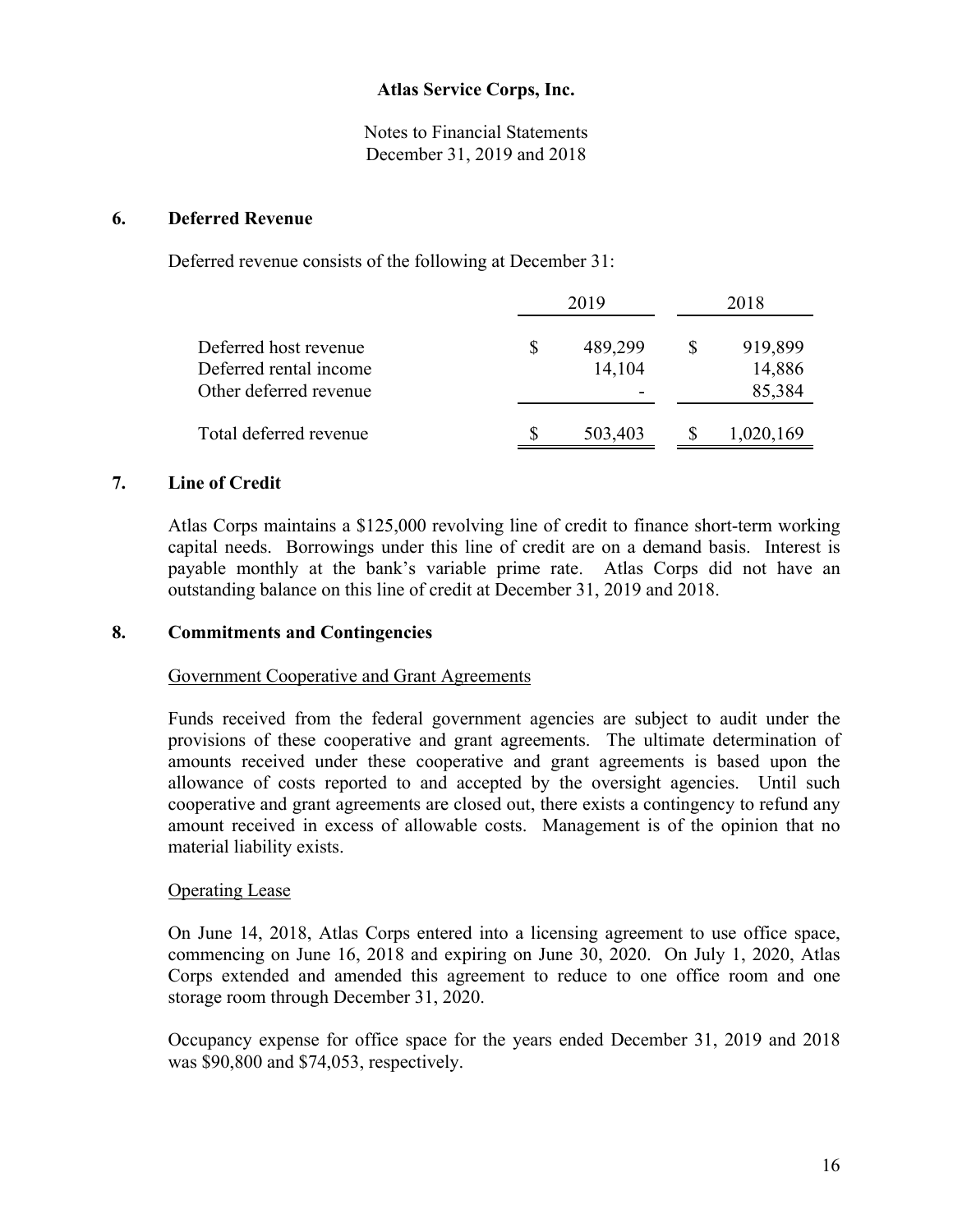Atlas Service Corps, Inc.

Notes to Financial Statements
December 31, 2019 and 2018

## 6. Deferred Revenue

Deferred revenue consists of the following at December 31:

| | 2019 | 2018 |
|---|---|---|
| Deferred host revenue | $ 489,299 | $ 919,899 |
| Deferred rental income | 14,104 | 14,886 |
| Other deferred revenue | - | 85,384 |
| Total deferred revenue | $ 503,403 | $ 1,020,169 |

## 7. Line of Credit

Atlas Corps maintains a $125,000 revolving line of credit to finance short-term working capital needs. Borrowings under this line of credit are on a demand basis. Interest is payable monthly at the bank's variable prime rate. Atlas Corps did not have an outstanding balance on this line of credit at December 31, 2019 and 2018.

## 8. Commitments and Contingencies

### Government Cooperative and Grant Agreements

Funds received from the federal government agencies are subject to audit under the provisions of these cooperative and grant agreements. The ultimate determination of amounts received under these cooperative and grant agreements is based upon the allowance of costs reported to and accepted by the oversight agencies. Until such cooperative and grant agreements are closed out, there exists a contingency to refund any amount received in excess of allowable costs. Management is of the opinion that no material liability exists.

### Operating Lease

On June 14, 2018, Atlas Corps entered into a licensing agreement to use office space, commencing on June 16, 2018 and expiring on June 30, 2020. On July 1, 2020, Atlas Corps extended and amended this agreement to reduce to one office room and one storage room through December 31, 2020.

Occupancy expense for office space for the years ended December 31, 2019 and 2018 was $90,800 and $74,053, respectively.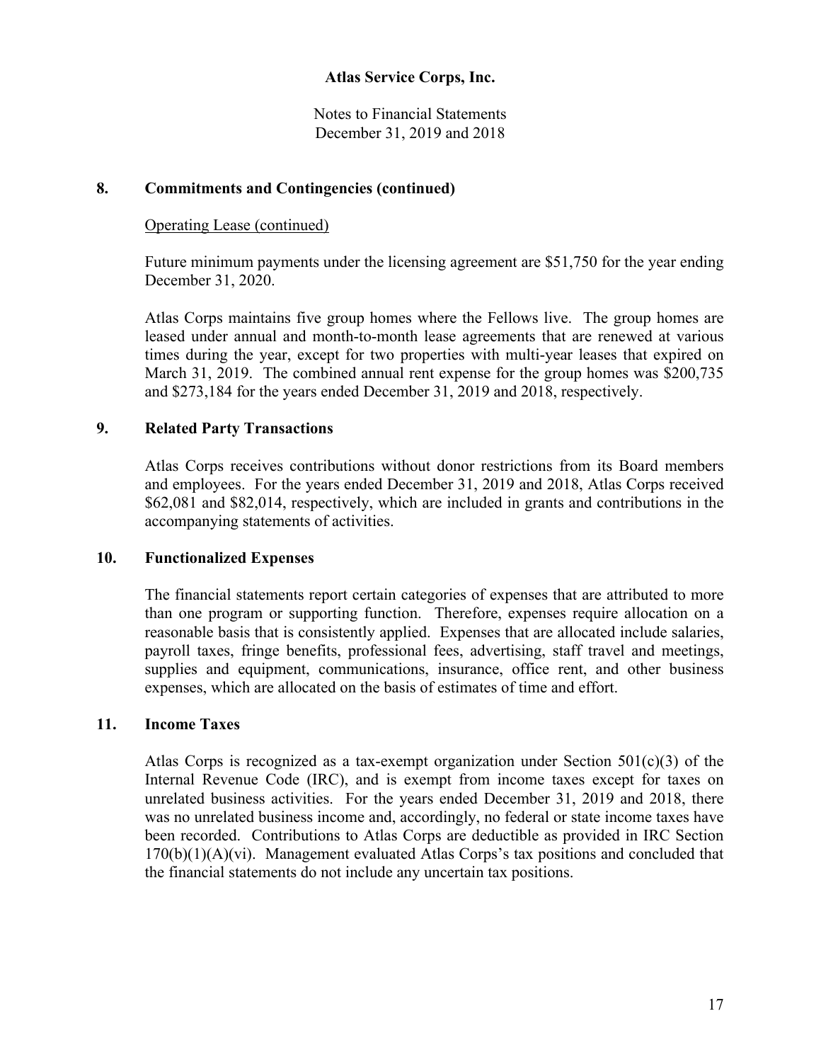**Atlas Service Corps, Inc.**

Notes to Financial Statements
December 31, 2019 and 2018

## 8. Commitments and Contingencies (continued)

Operating Lease (continued)

Future minimum payments under the licensing agreement are $51,750 for the year ending December 31, 2020.

Atlas Corps maintains five group homes where the Fellows live. The group homes are leased under annual and month-to-month lease agreements that are renewed at various times during the year, except for two properties with multi-year leases that expired on March 31, 2019. The combined annual rent expense for the group homes was $200,735 and $273,184 for the years ended December 31, 2019 and 2018, respectively.

## 9. Related Party Transactions

Atlas Corps receives contributions without donor restrictions from its Board members and employees. For the years ended December 31, 2019 and 2018, Atlas Corps received $62,081 and $82,014, respectively, which are included in grants and contributions in the accompanying statements of activities.

## 10. Functionalized Expenses

The financial statements report certain categories of expenses that are attributed to more than one program or supporting function. Therefore, expenses require allocation on a reasonable basis that is consistently applied. Expenses that are allocated include salaries, payroll taxes, fringe benefits, professional fees, advertising, staff travel and meetings, supplies and equipment, communications, insurance, office rent, and other business expenses, which are allocated on the basis of estimates of time and effort.

## 11. Income Taxes

Atlas Corps is recognized as a tax-exempt organization under Section 501(c)(3) of the Internal Revenue Code (IRC), and is exempt from income taxes except for taxes on unrelated business activities. For the years ended December 31, 2019 and 2018, there was no unrelated business income and, accordingly, no federal or state income taxes have been recorded. Contributions to Atlas Corps are deductible as provided in IRC Section 170(b)(1)(A)(vi). Management evaluated Atlas Corps's tax positions and concluded that the financial statements do not include any uncertain tax positions.